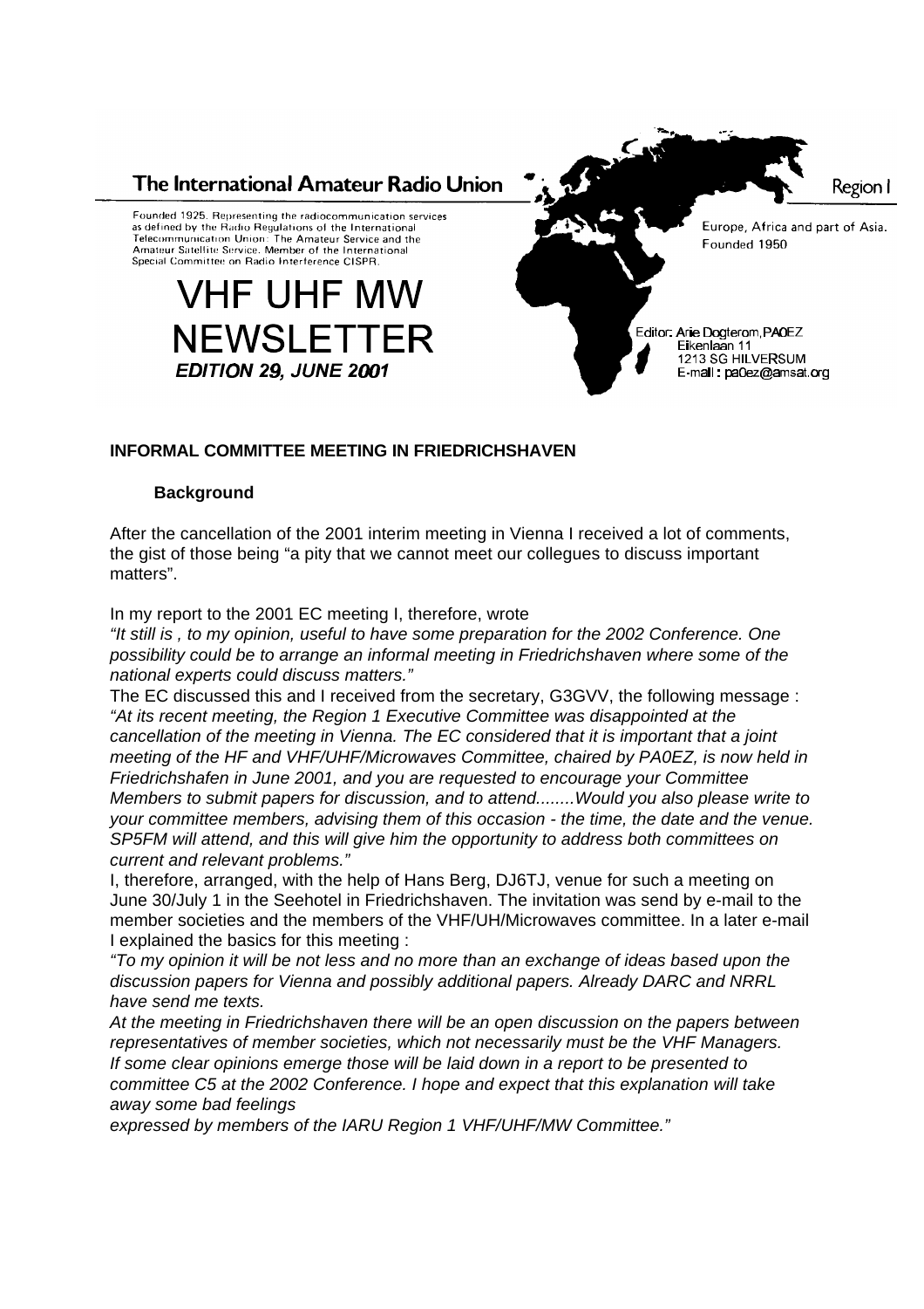# The International Amateur Radio Union

Founded 1925. Representing the radiocommunication services as defined by the Radio Regulations of the International Telecommunication Union: The Amateur Service and the Amateur Satellite Service. Member of the International Special Committee on Radio Interference CISPR.

Region I

Europe, Africa and part of Asia. Founded 1950

# VHF UHF MW NEWSLETTER

***EDITION 29, JUNE 2001***

Editor: Arie Dogterom, PA0EZ
Eikenlaan 11
1213 SG HILVERSUM
E-mail : pa0ez@amsat.org

## INFORMAL COMMITTEE MEETING IN FRIEDRICHSHAVEN

### Background

After the cancellation of the 2001 interim meeting in Vienna I received a lot of comments, the gist of those being "a pity that we cannot meet our collegues to discuss important matters".

In my report to the 2001 EC meeting I, therefore, wrote

*"It still is , to my opinion, useful to have some preparation for the 2002 Conference. One possibility could be to arrange an informal meeting in Friedrichshaven where some of the national experts could discuss matters."*

The EC discussed this and I received from the secretary, G3GVV, the following message : *"At its recent meeting, the Region 1 Executive Committee was disappointed at the cancellation of the meeting in Vienna. The EC considered that it is important that a joint meeting of the HF and VHF/UHF/Microwaves Committee, chaired by PA0EZ, is now held in Friedrichshafen in June 2001, and you are requested to encourage your Committee Members to submit papers for discussion, and to attend........Would you also please write to your committee members, advising them of this occasion - the time, the date and the venue. SP5FM will attend, and this will give him the opportunity to address both committees on current and relevant problems."*

I, therefore, arranged, with the help of Hans Berg, DJ6TJ, venue for such a meeting on June 30/July 1 in the Seehotel in Friedrichshaven. The invitation was send by e-mail to the member societies and the members of the VHF/UH/Microwaves committee. In a later e-mail I explained the basics for this meeting :

*"To my opinion it will be not less and no more than an exchange of ideas based upon the discussion papers for Vienna and possibly additional papers. Already DARC and NRRL have send me texts.*

*At the meeting in Friedrichshaven there will be an open discussion on the papers between representatives of member societies, which not necessarily must be the VHF Managers. If some clear opinions emerge those will be laid down in a report to be presented to committee C5 at the 2002 Conference. I hope and expect that this explanation will take away some bad feelings*

*expressed by members of the IARU Region 1 VHF/UHF/MW Committee."*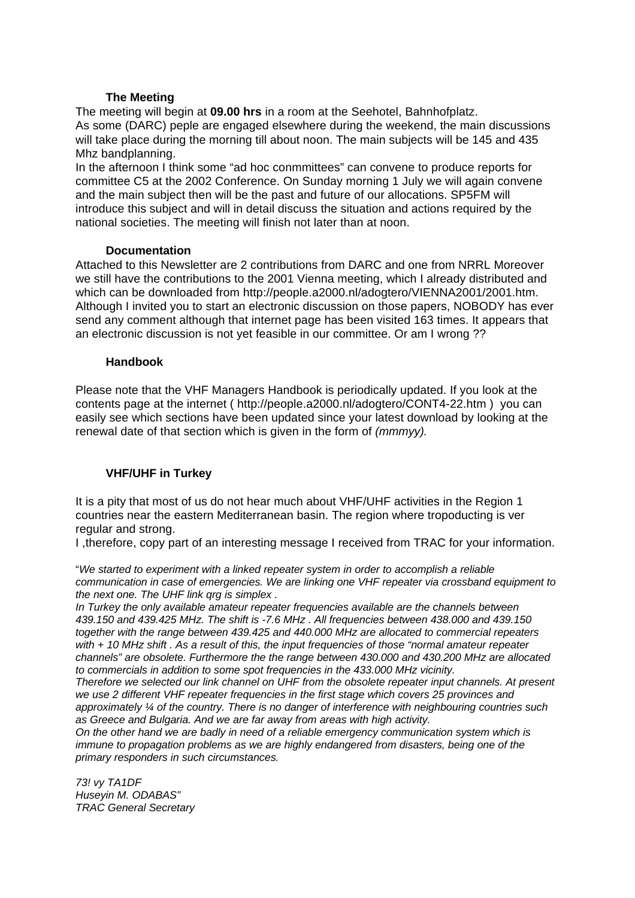### The Meeting

The meeting will begin at **09.00 hrs** in a room at the Seehotel, Bahnhofplatz.
As some (DARC) peple are engaged elsewhere during the weekend, the main discussions will take place during the morning till about noon. The main subjects will be 145 and 435 Mhz bandplanning.
In the afternoon I think some “ad hoc conmmittees” can convene to produce reports for committee C5 at the 2002 Conference. On Sunday morning 1 July we will again convene and the main subject then will be the past and future of our allocations. SP5FM will introduce this subject and will in detail discuss the situation and actions required by the national societies. The meeting will finish not later than at noon.

### Documentation

Attached to this Newsletter are 2 contributions from DARC and one from NRRL Moreover we still have the contributions to the 2001 Vienna meeting, which I already distributed and which can be downloaded from http://people.a2000.nl/adogtero/VIENNA2001/2001.htm. Although I invited you to start an electronic discussion on those papers, NOBODY has ever send any comment although that internet page has been visited 163 times. It appears that an electronic discussion is not yet feasible in our committee. Or am I wrong ??

### Handbook

Please note that the VHF Managers Handbook is periodically updated. If you look at the contents page at the internet ( http://people.a2000.nl/adogtero/CONT4-22.htm ) you can easily see which sections have been updated since your latest download by looking at the renewal date of that section which is given in the form of *(mmmyy).*

### VHF/UHF in Turkey

It is a pity that most of us do not hear much about VHF/UHF activities in the Region 1 countries near the eastern Mediterranean basin. The region where tropoducting is ver regular and strong.
I ,therefore, copy part of an interesting message I received from TRAC for your information.

“*We started to experiment with a linked repeater system in order to accomplish a reliable communication in case of emergencies. We are linking one VHF repeater via crossband equipment to the next one. The UHF link qrg is simplex .*
*In Turkey the only available amateur repeater frequencies available are the channels between 439.150 and 439.425 MHz. The shift is -7.6 MHz . All frequencies between 438.000 and 439.150 together with the range between 439.425 and 440.000 MHz are allocated to commercial repeaters with + 10 MHz shift . As a result of this, the input frequencies of those “normal amateur repeater channels” are obsolete. Furthermore the the range between 430.000 and 430.200 MHz are allocated to commercials in addition to some spot frequencies in the 433.000 MHz vicinity.*
*Therefore we selected our link channel on UHF from the obsolete repeater input channels. At present we use 2 different VHF repeater frequencies in the first stage which covers 25 provinces and approximately ¼ of the country. There is no danger of interference with neighbouring countries such as Greece and Bulgaria. And we are far away from areas with high activity.*
*On the other hand we are badly in need of a reliable emergency communication system which is immune to propagation problems as we are highly endangered from disasters, being one of the primary responders in such circumstances.*

*73! vy TA1DF*
*Huseyin M. ODABAS”*
*TRAC General Secretary*